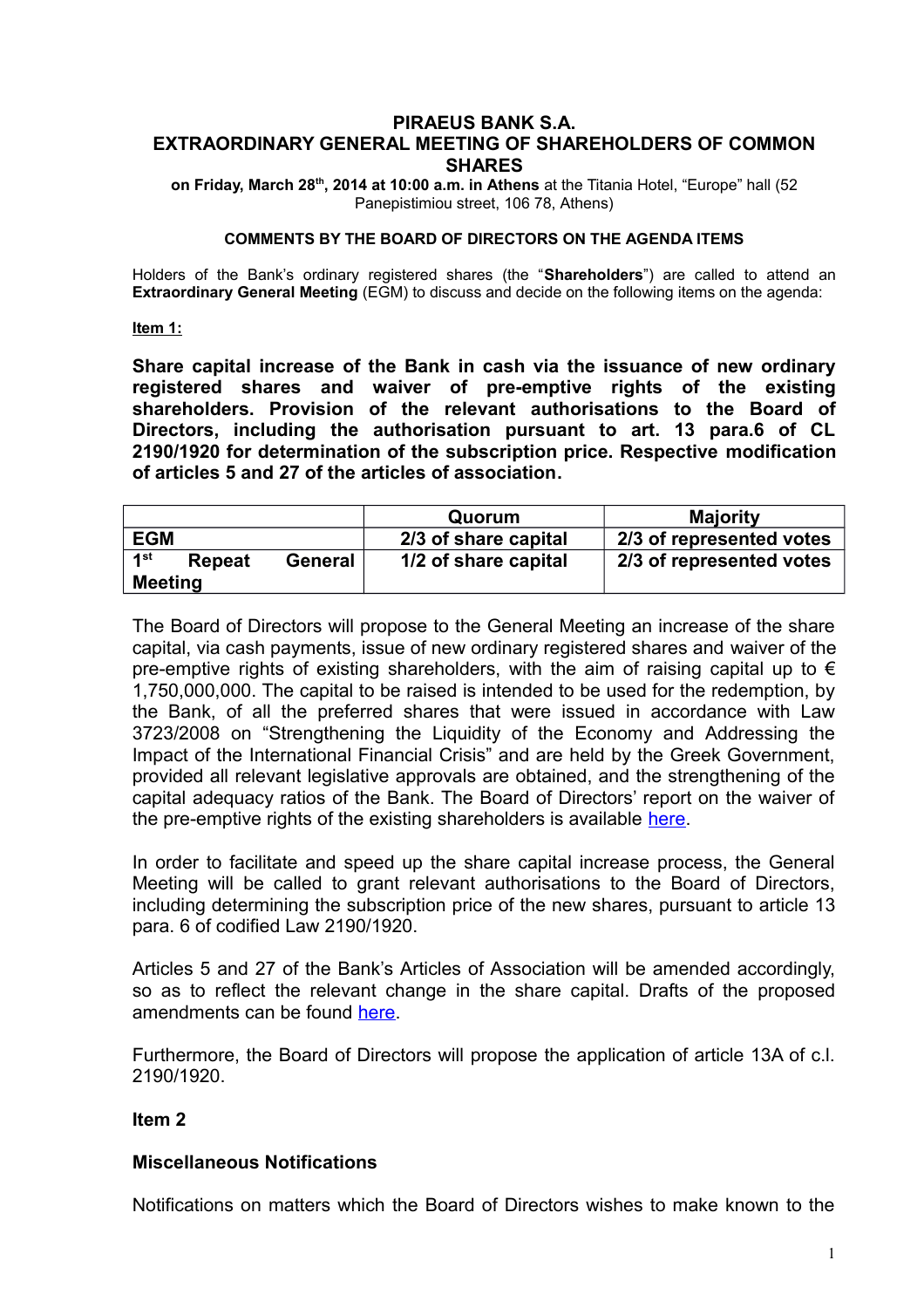# PIRAEUS BANK S.A.
# EXTRAORDINARY GENERAL MEETING OF SHAREHOLDERS OF COMMON SHARES

**on Friday, March 28$^{th}$, 2014 at 10:00 a.m. in Athens** at the Titania Hotel, "Europe" hall (52 Panepistimiou street, 106 78, Athens)

**COMMENTS BY THE BOARD OF DIRECTORS ON THE AGENDA ITEMS**

Holders of the Bank's ordinary registered shares (the "**Shareholders**") are called to attend an **Extraordinary General Meeting** (EGM) to discuss and decide on the following items on the agenda:

**Item 1:**

**Share capital increase of the Bank in cash via the issuance of new ordinary registered shares and waiver of pre-emptive rights of the existing shareholders. Provision of the relevant authorisations to the Board of Directors, including the authorisation pursuant to art. 13 para.6 of CL 2190/1920 for determination of the subscription price. Respective modification of articles 5 and 27 of the articles of association.**

| | Quorum | Majority |
|---|---|---|
| **EGM** | **2/3 of share capital** | **2/3 of represented votes** |
| **1$^{st}$ Repeat General Meeting** | **1/2 of share capital** | **2/3 of represented votes** |

The Board of Directors will propose to the General Meeting an increase of the share capital, via cash payments, issue of new ordinary registered shares and waiver of the pre-emptive rights of existing shareholders, with the aim of raising capital up to € 1,750,000,000. The capital to be raised is intended to be used for the redemption, by the Bank, of all the preferred shares that were issued in accordance with Law 3723/2008 on "Strengthening the Liquidity of the Economy and Addressing the Impact of the International Financial Crisis" and are held by the Greek Government, provided all relevant legislative approvals are obtained, and the strengthening of the capital adequacy ratios of the Bank. The Board of Directors' report on the waiver of the pre-emptive rights of the existing shareholders is available here.

In order to facilitate and speed up the share capital increase process, the General Meeting will be called to grant relevant authorisations to the Board of Directors, including determining the subscription price of the new shares, pursuant to article 13 para. 6 of codified Law 2190/1920.

Articles 5 and 27 of the Bank's Articles of Association will be amended accordingly, so as to reflect the relevant change in the share capital. Drafts of the proposed amendments can be found here.

Furthermore, the Board of Directors will propose the application of article 13A of c.l. 2190/1920.

**Item 2**

**Miscellaneous Notifications**

Notifications on matters which the Board of Directors wishes to make known to the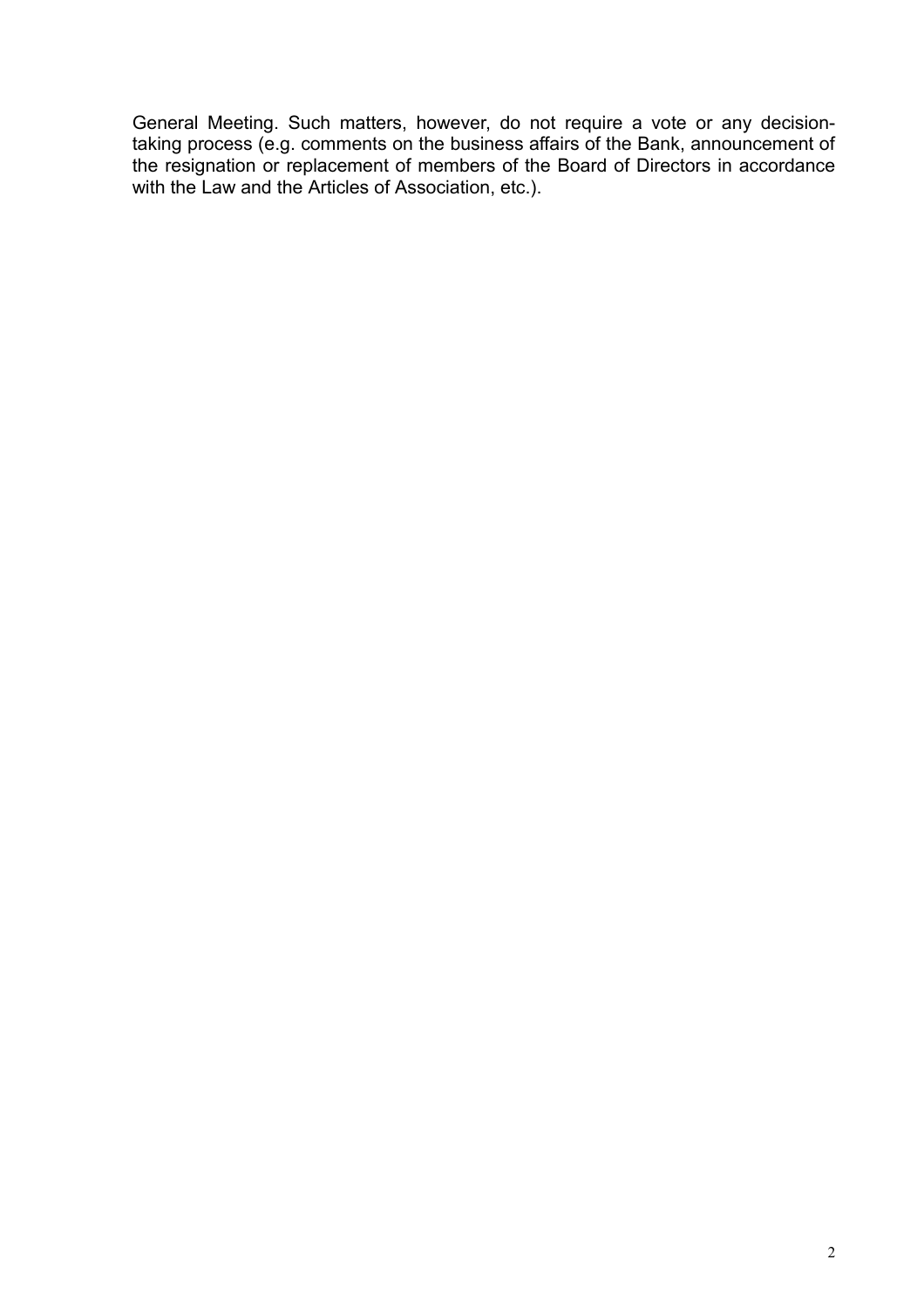General Meeting. Such matters, however, do not require a vote or any decision-taking process (e.g. comments on the business affairs of the Bank, announcement of the resignation or replacement of members of the Board of Directors in accordance with the Law and the Articles of Association, etc.).